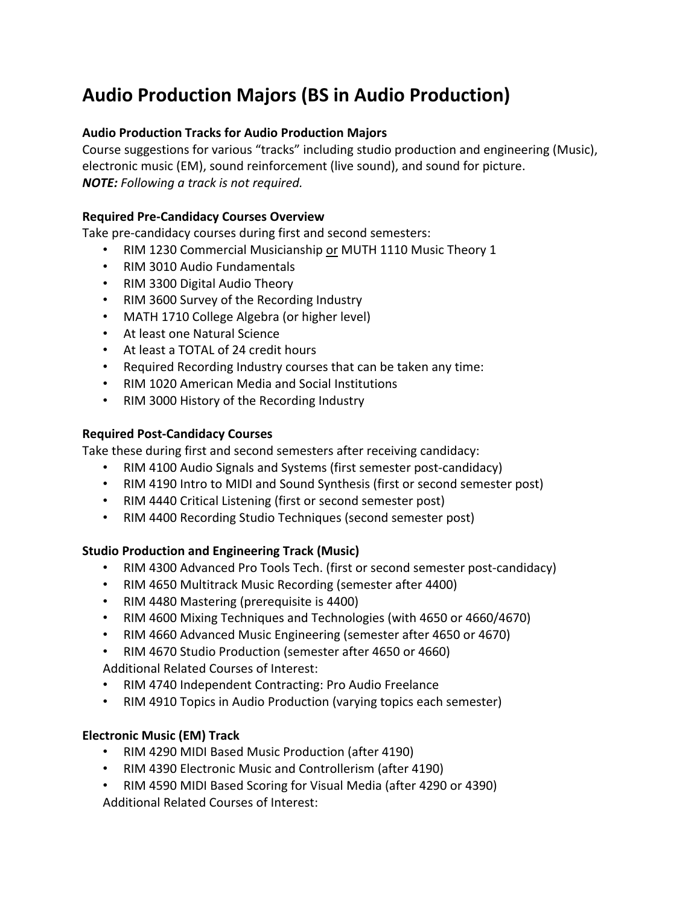# Audio Production Majors (BS in Audio Production)

### Audio Production Tracks for Audio Production Majors

Course suggestions for various "tracks" including studio production and engineering (Music), electronic music (EM), sound reinforcement (live sound), and sound for picture.
***NOTE:*** *Following a track is not required.*

### Required Pre-Candidacy Courses Overview

Take pre-candidacy courses during first and second semesters:

- RIM 1230 Commercial Musicianship <u>or</u> MUTH 1110 Music Theory 1
- RIM 3010 Audio Fundamentals
- RIM 3300 Digital Audio Theory
- RIM 3600 Survey of the Recording Industry
- MATH 1710 College Algebra (or higher level)
- At least one Natural Science
- At least a TOTAL of 24 credit hours
- Required Recording Industry courses that can be taken any time:
- RIM 1020 American Media and Social Institutions
- RIM 3000 History of the Recording Industry

### Required Post-Candidacy Courses

Take these during first and second semesters after receiving candidacy:

- RIM 4100 Audio Signals and Systems (first semester post-candidacy)
- RIM 4190 Intro to MIDI and Sound Synthesis (first or second semester post)
- RIM 4440 Critical Listening (first or second semester post)
- RIM 4400 Recording Studio Techniques (second semester post)

### Studio Production and Engineering Track (Music)

- RIM 4300 Advanced Pro Tools Tech. (first or second semester post-candidacy)
- RIM 4650 Multitrack Music Recording (semester after 4400)
- RIM 4480 Mastering (prerequisite is 4400)
- RIM 4600 Mixing Techniques and Technologies (with 4650 or 4660/4670)
- RIM 4660 Advanced Music Engineering (semester after 4650 or 4670)
- RIM 4670 Studio Production (semester after 4650 or 4660)

Additional Related Courses of Interest:

- RIM 4740 Independent Contracting: Pro Audio Freelance
- RIM 4910 Topics in Audio Production (varying topics each semester)

### Electronic Music (EM) Track

- RIM 4290 MIDI Based Music Production (after 4190)
- RIM 4390 Electronic Music and Controllerism (after 4190)
- RIM 4590 MIDI Based Scoring for Visual Media (after 4290 or 4390)

Additional Related Courses of Interest: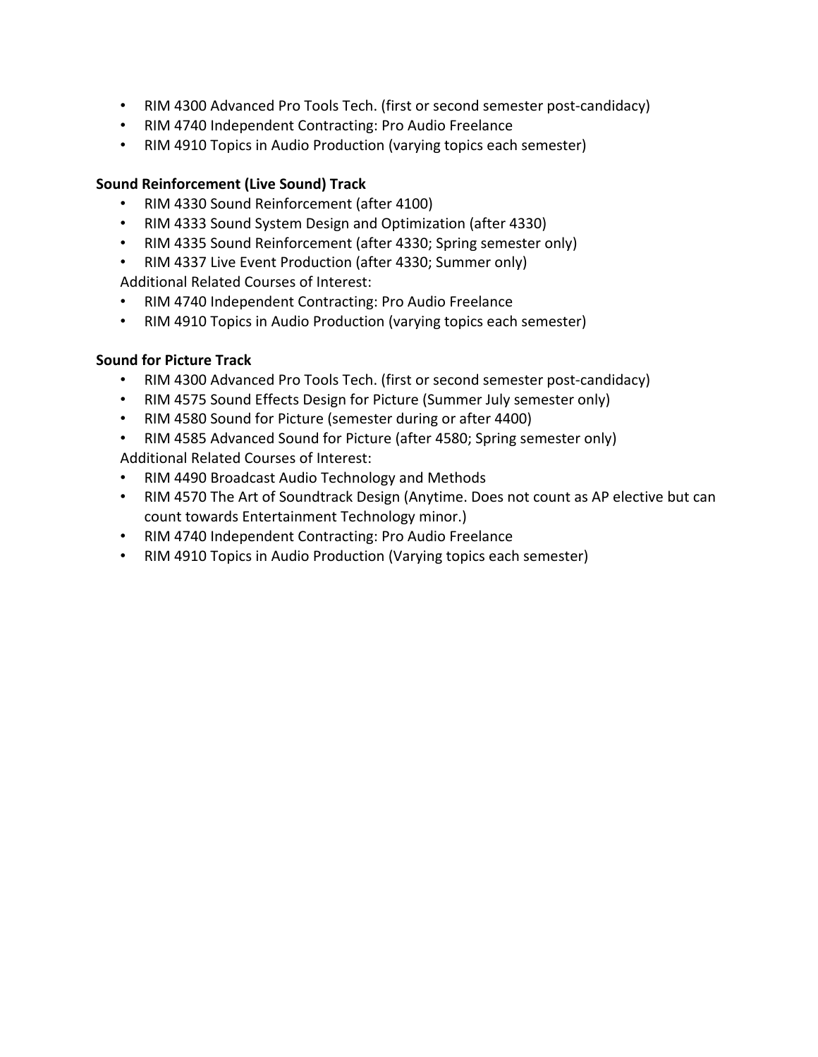- RIM 4300 Advanced Pro Tools Tech. (first or second semester post-candidacy)
- RIM 4740 Independent Contracting: Pro Audio Freelance
- RIM 4910 Topics in Audio Production (varying topics each semester)

**Sound Reinforcement (Live Sound) Track**

- RIM 4330 Sound Reinforcement (after 4100)
- RIM 4333 Sound System Design and Optimization (after 4330)
- RIM 4335 Sound Reinforcement (after 4330; Spring semester only)
- RIM 4337 Live Event Production (after 4330; Summer only)

Additional Related Courses of Interest:

- RIM 4740 Independent Contracting: Pro Audio Freelance
- RIM 4910 Topics in Audio Production (varying topics each semester)

**Sound for Picture Track**

- RIM 4300 Advanced Pro Tools Tech. (first or second semester post-candidacy)
- RIM 4575 Sound Effects Design for Picture (Summer July semester only)
- RIM 4580 Sound for Picture (semester during or after 4400)
- RIM 4585 Advanced Sound for Picture (after 4580; Spring semester only)

Additional Related Courses of Interest:

- RIM 4490 Broadcast Audio Technology and Methods
- RIM 4570 The Art of Soundtrack Design (Anytime. Does not count as AP elective but can count towards Entertainment Technology minor.)
- RIM 4740 Independent Contracting: Pro Audio Freelance
- RIM 4910 Topics in Audio Production (Varying topics each semester)